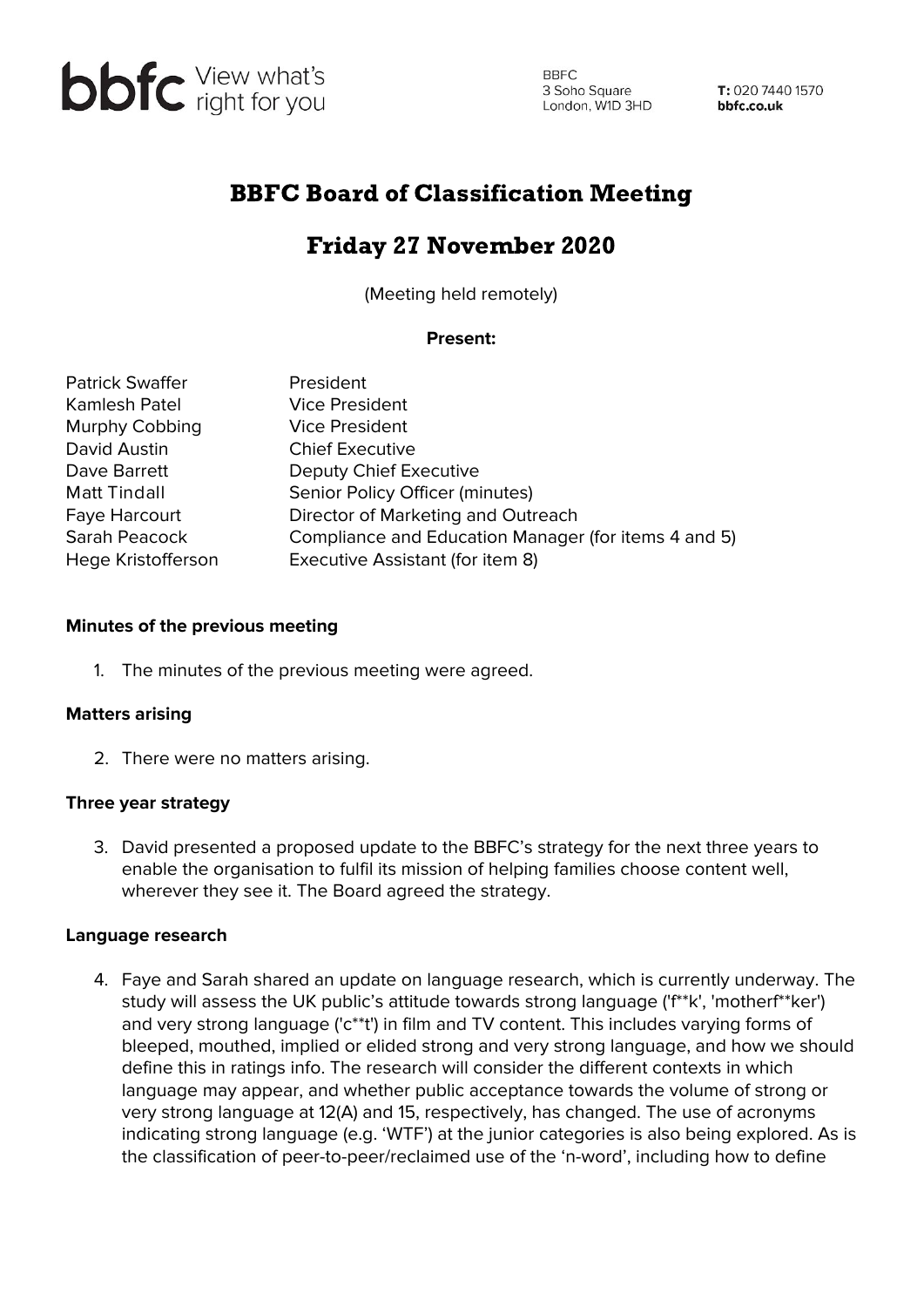# BBFC Board of Classification Meeting

## Friday 27 November 2020

(Meeting held remotely)

**Present:**

| | |
|---|---|
| Patrick Swaffer | President |
| Kamlesh Patel | Vice President |
| Murphy Cobbing | Vice President |
| David Austin | Chief Executive |
| Dave Barrett | Deputy Chief Executive |
| Matt Tindall | Senior Policy Officer (minutes) |
| Faye Harcourt | Director of Marketing and Outreach |
| Sarah Peacock | Compliance and Education Manager (for items 4 and 5) |
| Hege Kristofferson | Executive Assistant (for item 8) |

**Minutes of the previous meeting**

1. The minutes of the previous meeting were agreed.

**Matters arising**

2. There were no matters arising.

**Three year strategy**

3. David presented a proposed update to the BBFC's strategy for the next three years to enable the organisation to fulfil its mission of helping families choose content well, wherever they see it. The Board agreed the strategy.

**Language research**

4. Faye and Sarah shared an update on language research, which is currently underway. The study will assess the UK public's attitude towards strong language ('f**k', 'motherf**ker') and very strong language ('c**t') in film and TV content. This includes varying forms of bleeped, mouthed, implied or elided strong and very strong language, and how we should define this in ratings info. The research will consider the different contexts in which language may appear, and whether public acceptance towards the volume of strong or very strong language at 12(A) and 15, respectively, has changed. The use of acronyms indicating strong language (e.g. 'WTF') at the junior categories is also being explored. As is the classification of peer-to-peer/reclaimed use of the 'n-word', including how to define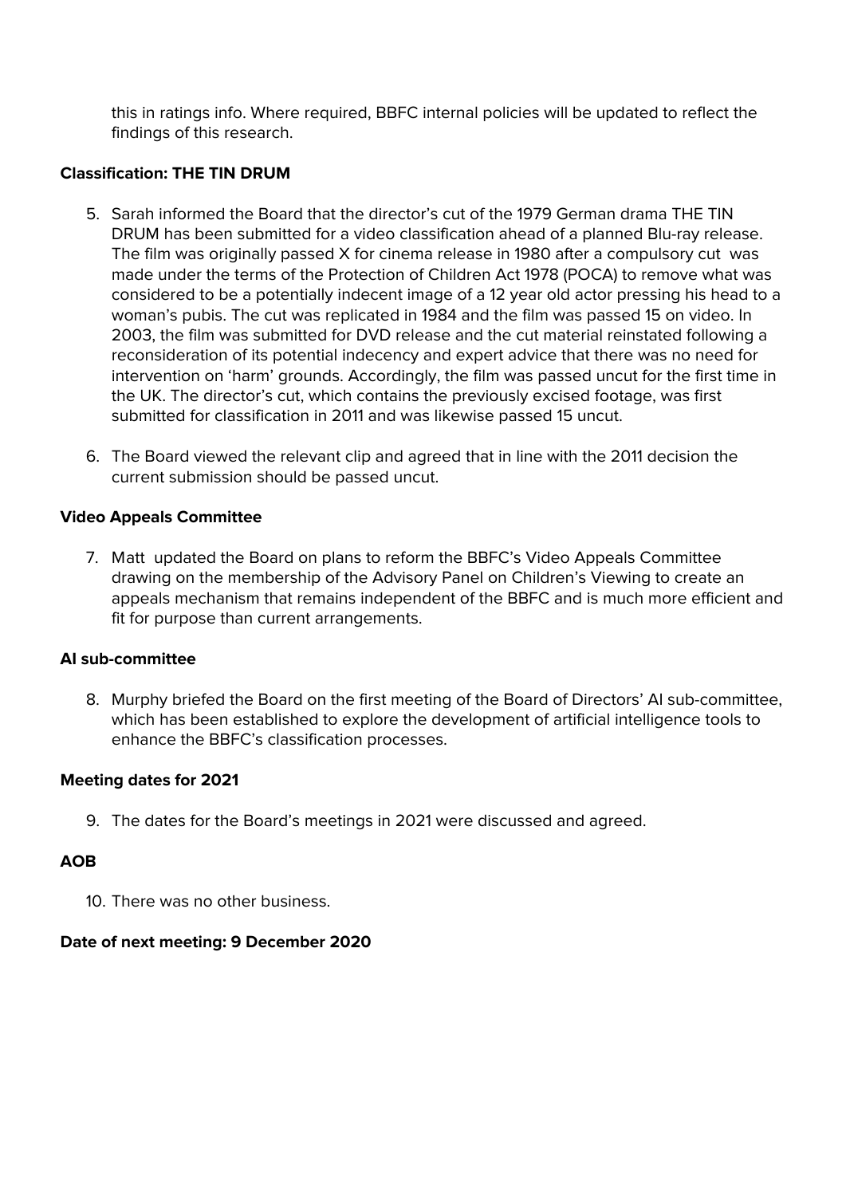this in ratings info. Where required, BBFC internal policies will be updated to reflect the findings of this research.

**Classification: THE TIN DRUM**

5. Sarah informed the Board that the director's cut of the 1979 German drama THE TIN DRUM has been submitted for a video classification ahead of a planned Blu-ray release. The film was originally passed X for cinema release in 1980 after a compulsory cut was made under the terms of the Protection of Children Act 1978 (POCA) to remove what was considered to be a potentially indecent image of a 12 year old actor pressing his head to a woman's pubis. The cut was replicated in 1984 and the film was passed 15 on video. In 2003, the film was submitted for DVD release and the cut material reinstated following a reconsideration of its potential indecency and expert advice that there was no need for intervention on 'harm' grounds. Accordingly, the film was passed uncut for the first time in the UK. The director's cut, which contains the previously excised footage, was first submitted for classification in 2011 and was likewise passed 15 uncut.

6. The Board viewed the relevant clip and agreed that in line with the 2011 decision the current submission should be passed uncut.

**Video Appeals Committee**

7. Matt updated the Board on plans to reform the BBFC's Video Appeals Committee drawing on the membership of the Advisory Panel on Children's Viewing to create an appeals mechanism that remains independent of the BBFC and is much more efficient and fit for purpose than current arrangements.

**AI sub-committee**

8. Murphy briefed the Board on the first meeting of the Board of Directors' AI sub-committee, which has been established to explore the development of artificial intelligence tools to enhance the BBFC's classification processes.

**Meeting dates for 2021**

9. The dates for the Board's meetings in 2021 were discussed and agreed.

**AOB**

10. There was no other business.

**Date of next meeting: 9 December 2020**